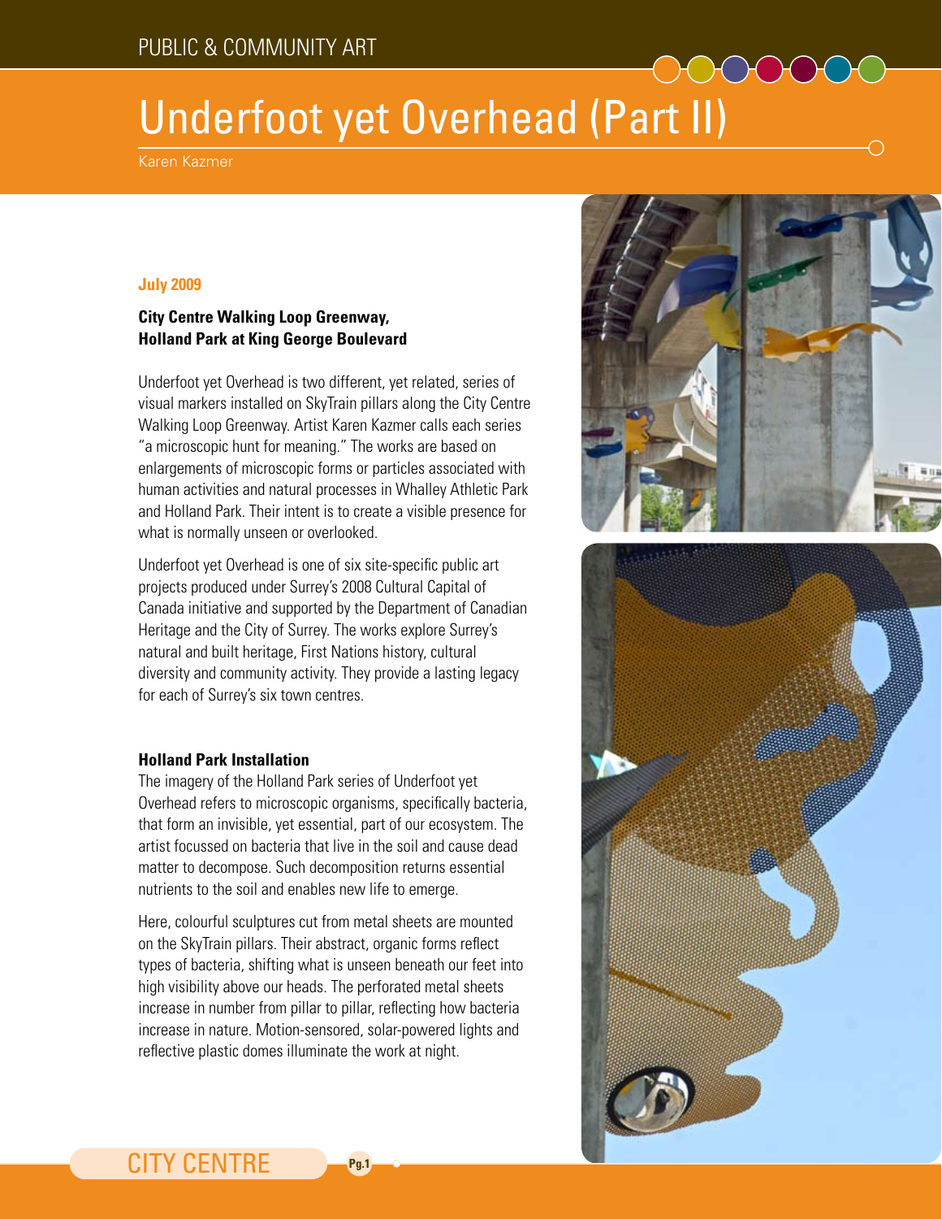PUBLIC & COMMUNITY ART

# Underfoot yet Overhead (Part II)

Karen Kazmer

**July 2009**

**City Centre Walking Loop Greenway,
Holland Park at King George Boulevard**

Underfoot yet Overhead is two different, yet related, series of visual markers installed on SkyTrain pillars along the City Centre Walking Loop Greenway. Artist Karen Kazmer calls each series "a microscopic hunt for meaning." The works are based on enlargements of microscopic forms or particles associated with human activities and natural processes in Whalley Athletic Park and Holland Park. Their intent is to create a visible presence for what is normally unseen or overlooked.

Underfoot yet Overhead is one of six site-specific public art projects produced under Surrey's 2008 Cultural Capital of Canada initiative and supported by the Department of Canadian Heritage and the City of Surrey. The works explore Surrey's natural and built heritage, First Nations history, cultural diversity and community activity. They provide a lasting legacy for each of Surrey's six town centres.

**Holland Park Installation**

The imagery of the Holland Park series of Underfoot yet Overhead refers to microscopic organisms, specifically bacteria, that form an invisible, yet essential, part of our ecosystem. The artist focussed on bacteria that live in the soil and cause dead matter to decompose. Such decomposition returns essential nutrients to the soil and enables new life to emerge.

Here, colourful sculptures cut from metal sheets are mounted on the SkyTrain pillars. Their abstract, organic forms reflect types of bacteria, shifting what is unseen beneath our feet into high visibility above our heads. The perforated metal sheets increase in number from pillar to pillar, reflecting how bacteria increase in nature. Motion-sensored, solar-powered lights and reflective plastic domes illuminate the work at night.

CITY CENTRE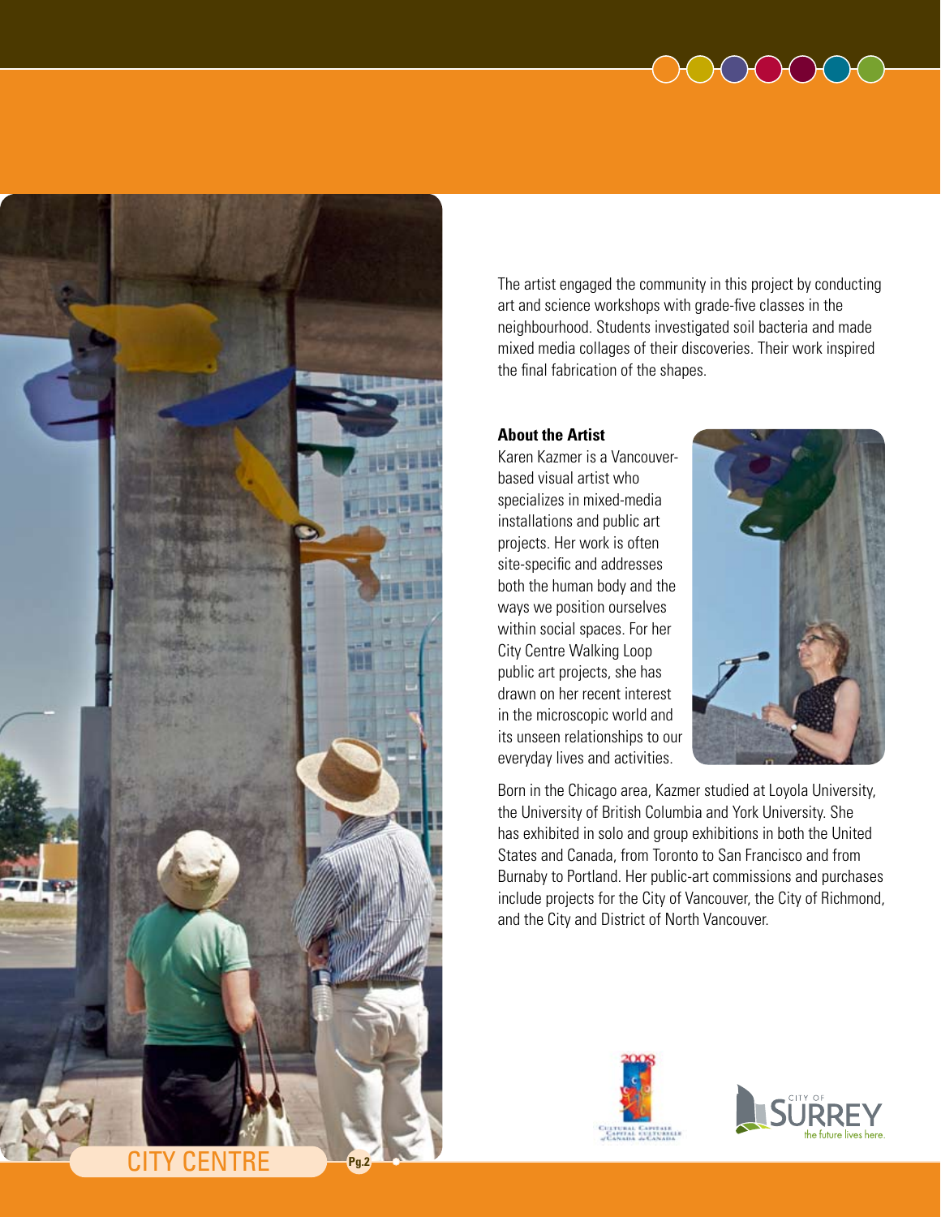The artist engaged the community in this project by conducting art and science workshops with grade-five classes in the neighbourhood. Students investigated soil bacteria and made mixed media collages of their discoveries. Their work inspired the final fabrication of the shapes.

**About the Artist**

Karen Kazmer is a Vancouver-based visual artist who specializes in mixed-media installations and public art projects. Her work is often site-specific and addresses both the human body and the ways we position ourselves within social spaces. For her City Centre Walking Loop public art projects, she has drawn on her recent interest in the microscopic world and its unseen relationships to our everyday lives and activities.

Born in the Chicago area, Kazmer studied at Loyola University, the University of British Columbia and York University. She has exhibited in solo and group exhibitions in both the United States and Canada, from Toronto to San Francisco and from Burnaby to Portland. Her public-art commissions and purchases include projects for the City of Vancouver, the City of Richmond, and the City and District of North Vancouver.

CITY CENTRE